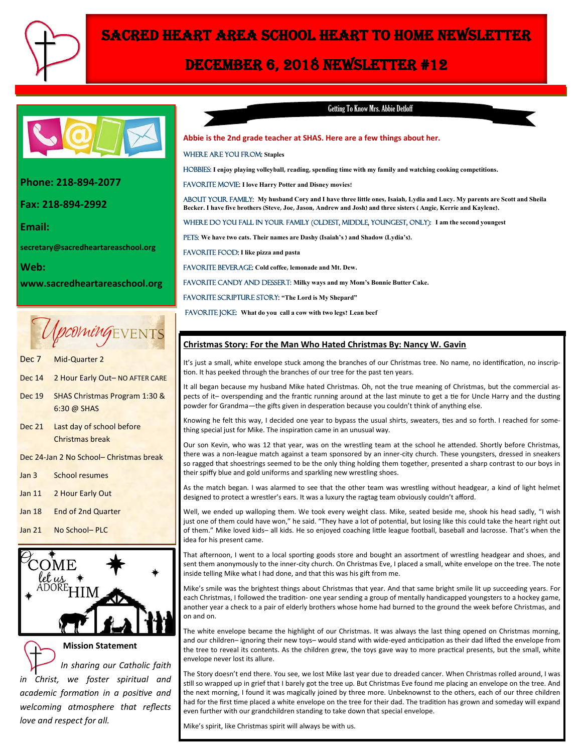# Sacred Heart Area School Heart to Home Newsletter

## December 6, 2018 Newsletter #12

**Phone: 218-894-2077**

**Fax: 218-894-2992**

**Email:**

**secretary@sacredheartareaschool.org**

**Web:**

**www.sacredheartareaschool.org**

## Upcoming Events

| | |
|---|---|
| Dec 7 | Mid-Quarter 2 |
| Dec 14 | 2 Hour Early Out– NO AFTER CARE |
| Dec 19 | SHAS Christmas Program 1:30 & 6:30 @ SHAS |
| Dec 21 | Last day of school before Christmas break |
| Dec 24-Jan 2 | No School– Christmas break |
| Jan 3 | School resumes |
| Jan 11 | 2 Hour Early Out |
| Jan 18 | End of 2nd Quarter |
| Jan 21 | No School– PLC |

O Come let us Adore Him

### Mission Statement

*In sharing our Catholic faith in Christ, we foster spiritual and academic formation in a positive and welcoming atmosphere that reflects love and respect for all.*

## Getting To Know Mrs. Abbie Detloff

**Abbie is the 2nd grade teacher at SHAS. Here are a few things about her.**

WHERE ARE YOU FROM: **Staples**

HOBBIES: **I enjoy playing volleyball, reading, spending time with my family and watching cooking competitions.**

FAVORITE MOVIE: **I love Harry Potter and Disney movies!**

ABOUT YOUR FAMILY: **My husband Cory and I have three little ones, Isaiah, Lydia and Lucy. My parents are Scott and Sheila Becker. I have five brothers (Steve, Joe, Jason, Andrew and Josh) and three sisters ( Angie, Kerrie and Kaylene).**

WHERE DO YOU FALL IN YOUR FAMILY (OLDEST, MIDDLE, YOUNGEST, ONLY): **I am the second youngest**

PETS: **We have two cats. Their names are Dashy (Isaiah's ) and Shadow (Lydia's).**

FAVORITE FOOD: **I like pizza and pasta**

FAVORITE BEVERAGE: **Cold coffee, lemonade and Mt. Dew.**

FAVORITE CANDY AND DESSERT: **Milky ways and my Mom's Bonnie Butter Cake.**

FAVORITE SCRIPTURE STORY: **"The Lord is My Shepard"**

FAVORITE JOKE: **What do you call a cow with two legs! Lean beef**

## Christmas Story: For the Man Who Hated Christmas By: Nancy W. Gavin

It's just a small, white envelope stuck among the branches of our Christmas tree. No name, no identification, no inscription. It has peeked through the branches of our tree for the past ten years.

It all began because my husband Mike hated Christmas. Oh, not the true meaning of Christmas, but the commercial aspects of it– overspending and the frantic running around at the last minute to get a tie for Uncle Harry and the dusting powder for Grandma—the gifts given in desperation because you couldn't think of anything else.

Knowing he felt this way, I decided one year to bypass the usual shirts, sweaters, ties and so forth. I reached for something special just for Mike. The inspiration came in an unusual way.

Our son Kevin, who was 12 that year, was on the wrestling team at the school he attended. Shortly before Christmas, there was a non-league match against a team sponsored by an inner-city church. These youngsters, dressed in sneakers so ragged that shoestrings seemed to be the only thing holding them together, presented a sharp contrast to our boys in their spiffy blue and gold uniforms and sparkling new wrestling shoes.

As the match began, I was alarmed to see that the other team was wrestling without headgear, a kind of light helmet designed to protect a wrestler's ears. It was a luxury the ragtag team obviously couldn't afford.

Well, we ended up walloping them. We took every weight class. Mike, seated beside me, shook his head sadly, "I wish just one of them could have won," he said. "They have a lot of potential, but losing like this could take the heart right out of them." Mike loved kids– all kids. He so enjoyed coaching little league football, baseball and lacrosse. That's when the idea for his present came.

That afternoon, I went to a local sporting goods store and bought an assortment of wrestling headgear and shoes, and sent them anonymously to the inner-city church. On Christmas Eve, I placed a small, white envelope on the tree. The note inside telling Mike what I had done, and that this was his gift from me.

Mike's smile was the brightest things about Christmas that year. And that same bright smile lit up succeeding years. For each Christmas, I followed the tradition- one year sending a group of mentally handicapped youngsters to a hockey game, another year a check to a pair of elderly brothers whose home had burned to the ground the week before Christmas, and on and on.

The white envelope became the highlight of our Christmas. It was always the last thing opened on Christmas morning, and our children– ignoring their new toys– would stand with wide-eyed anticipation as their dad lifted the envelope from the tree to reveal its contents. As the children grew, the toys gave way to more practical presents, but the small, white envelope never lost its allure.

The Story doesn't end there. You see, we lost Mike last year due to dreaded cancer. When Christmas rolled around, I was still so wrapped up in grief that I barely got the tree up. But Christmas Eve found me placing an envelope on the tree. And the next morning, I found it was magically joined by three more. Unbeknownst to the others, each of our three children had for the first time placed a white envelope on the tree for their dad. The tradition has grown and someday will expand even further with our grandchildren standing to take down that special envelope.

Mike's spirit, like Christmas spirit will always be with us.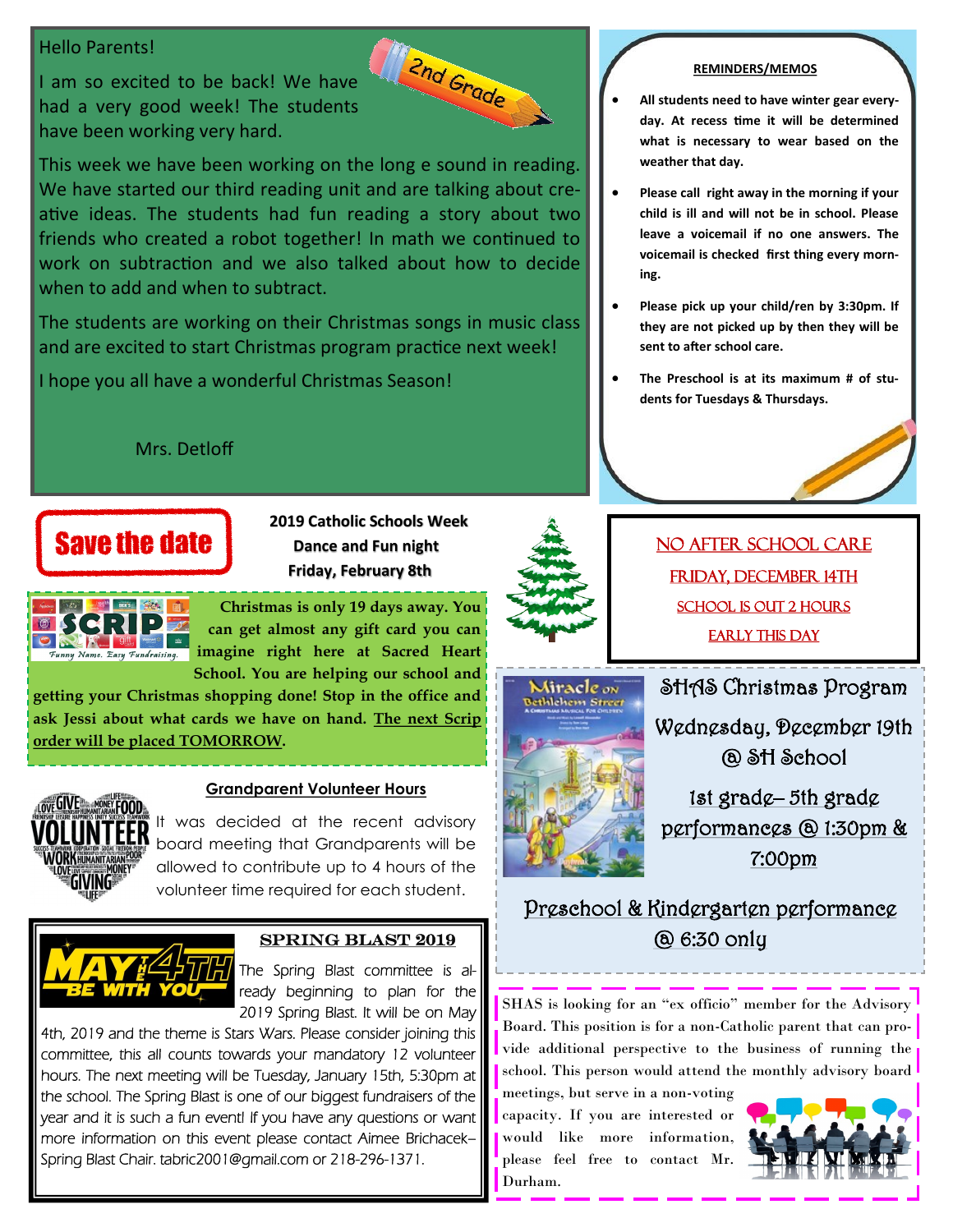Hello Parents!

I am so excited to be back! We have had a very good week! The students have been working very hard.

This week we have been working on the long e sound in reading. We have started our third reading unit and are talking about creative ideas. The students had fun reading a story about two friends who created a robot together! In math we continued to work on subtraction and we also talked about how to decide when to add and when to subtract.

The students are working on their Christmas songs in music class and are excited to start Christmas program practice next week!

I hope you all have a wonderful Christmas Season!

Mrs. Detloff

**REMINDERS/MEMOS**

- **All students need to have winter gear everyday. At recess time it will be determined what is necessary to wear based on the weather that day.**
- **Please call right away in the morning if your child is ill and will not be in school. Please leave a voicemail if no one answers. The voicemail is checked first thing every morning.**
- **Please pick up your child/ren by 3:30pm. If they are not picked up by then they will be sent to after school care.**
- **The Preschool is at its maximum # of students for Tuesdays & Thursdays.**

## Save the date

**2019 Catholic Schools Week**
**Dance and Fun night**
**Friday, February 8th**

**Christmas is only 19 days away. You can get almost any gift card you can imagine right here at Sacred Heart School. You are helping our school and getting your Christmas shopping done! Stop in the office and ask Jessi about what cards we have on hand. The next Scrip order will be placed TOMORROW.**

### Grandparent Volunteer Hours

It was decided at the recent advisory board meeting that Grandparents will be allowed to contribute up to 4 hours of the volunteer time required for each student.

### SPRING BLAST 2019

The Spring Blast committee is already beginning to plan for the 2019 Spring Blast. It will be on May 4th, 2019 and the theme is Stars Wars. Please consider joining this committee, this all counts towards your mandatory 12 volunteer hours. The next meeting will be Tuesday, January 15th, 5:30pm at the school. The Spring Blast is one of our biggest fundraisers of the year and it is such a fun event! If you have any questions or want more information on this event please contact Aimee Brichacek–Spring Blast Chair. tabric2001@gmail.com or 218-296-1371.

NO AFTER SCHOOL CARE

FRIDAY, DECEMBER 14TH

SCHOOL IS OUT 2 HOURS

EARLY THIS DAY

## SHAS Christmas Program

Wednesday, December 19th

@ SH School

1st grade– 5th grade performances @ 1:30pm & 7:00pm

Preschool & Kindergarten performance @ 6:30 only

SHAS is looking for an "ex officio" member for the Advisory Board. This position is for a non-Catholic parent that can provide additional perspective to the business of running the school. This person would attend the monthly advisory board meetings, but serve in a non-voting capacity. If you are interested or would like more information, please feel free to contact Mr. Durham.